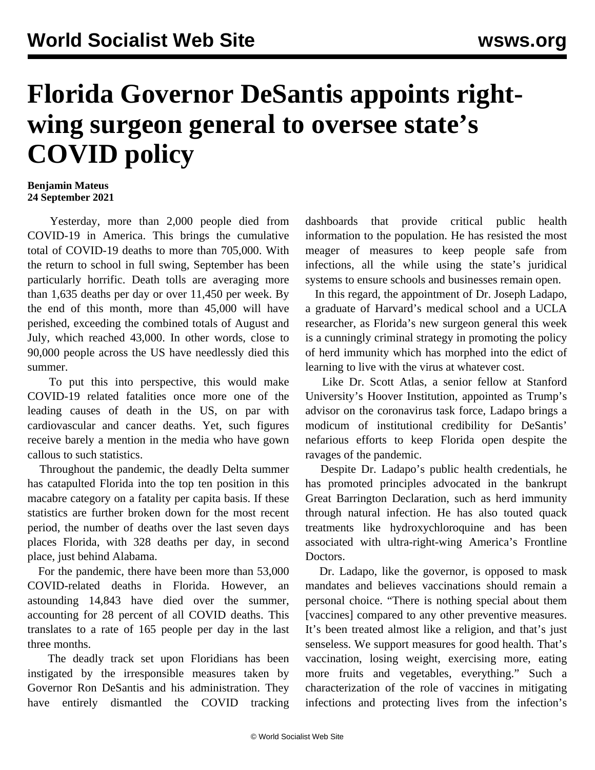# Florida Governor DeSantis appoints right-wing surgeon general to oversee state's COVID policy

**Benjamin Mateus**
**24 September 2021**

Yesterday, more than 2,000 people died from COVID-19 in America. This brings the cumulative total of COVID-19 deaths to more than 705,000. With the return to school in full swing, September has been particularly horrific. Death tolls are averaging more than 1,635 deaths per day or over 11,450 per week. By the end of this month, more than 45,000 will have perished, exceeding the combined totals of August and July, which reached 43,000. In other words, close to 90,000 people across the US have needlessly died this summer.

To put this into perspective, this would make COVID-19 related fatalities once more one of the leading causes of death in the US, on par with cardiovascular and cancer deaths. Yet, such figures receive barely a mention in the media who have gown callous to such statistics.

Throughout the pandemic, the deadly Delta summer has catapulted Florida into the top ten position in this macabre category on a fatality per capita basis. If these statistics are further broken down for the most recent period, the number of deaths over the last seven days places Florida, with 328 deaths per day, in second place, just behind Alabama.

For the pandemic, there have been more than 53,000 COVID-related deaths in Florida. However, an astounding 14,843 have died over the summer, accounting for 28 percent of all COVID deaths. This translates to a rate of 165 people per day in the last three months.

The deadly track set upon Floridians has been instigated by the irresponsible measures taken by Governor Ron DeSantis and his administration. They have entirely dismantled the COVID tracking dashboards that provide critical public health information to the population. He has resisted the most meager of measures to keep people safe from infections, all the while using the state's juridical systems to ensure schools and businesses remain open.

In this regard, the appointment of Dr. Joseph Ladapo, a graduate of Harvard's medical school and a UCLA researcher, as Florida's new surgeon general this week is a cunningly criminal strategy in promoting the policy of herd immunity which has morphed into the edict of learning to live with the virus at whatever cost.

Like Dr. Scott Atlas, a senior fellow at Stanford University's Hoover Institution, appointed as Trump's advisor on the coronavirus task force, Ladapo brings a modicum of institutional credibility for DeSantis' nefarious efforts to keep Florida open despite the ravages of the pandemic.

Despite Dr. Ladapo's public health credentials, he has promoted principles advocated in the bankrupt Great Barrington Declaration, such as herd immunity through natural infection. He has also touted quack treatments like hydroxychloroquine and has been associated with ultra-right-wing America's Frontline Doctors.

Dr. Ladapo, like the governor, is opposed to mask mandates and believes vaccinations should remain a personal choice. "There is nothing special about them [vaccines] compared to any other preventive measures. It's been treated almost like a religion, and that's just senseless. We support measures for good health. That's vaccination, losing weight, exercising more, eating more fruits and vegetables, everything." Such a characterization of the role of vaccines in mitigating infections and protecting lives from the infection's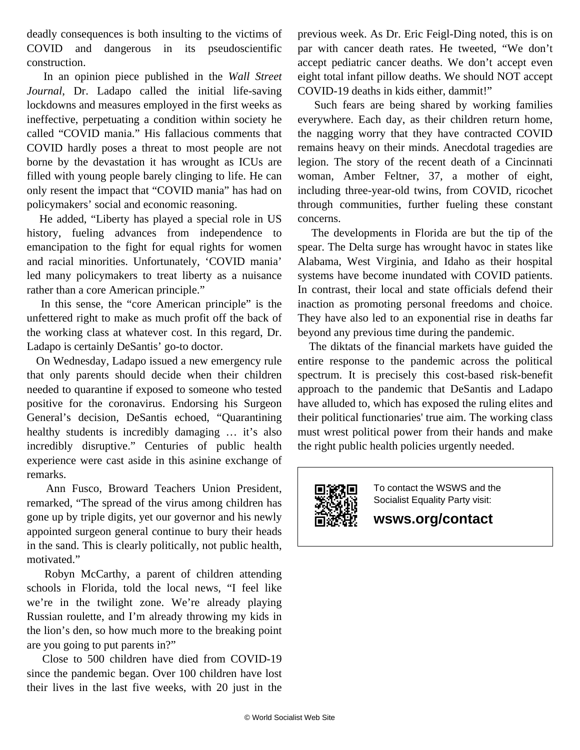deadly consequences is both insulting to the victims of COVID and dangerous in its pseudoscientific construction.

In an opinion piece published in the *Wall Street Journal*, Dr. Ladapo called the initial life-saving lockdowns and measures employed in the first weeks as ineffective, perpetuating a condition within society he called "COVID mania." His fallacious comments that COVID hardly poses a threat to most people are not borne by the devastation it has wrought as ICUs are filled with young people barely clinging to life. He can only resent the impact that "COVID mania" has had on policymakers' social and economic reasoning.

He added, "Liberty has played a special role in US history, fueling advances from independence to emancipation to the fight for equal rights for women and racial minorities. Unfortunately, 'COVID mania' led many policymakers to treat liberty as a nuisance rather than a core American principle."

In this sense, the "core American principle" is the unfettered right to make as much profit off the back of the working class at whatever cost. In this regard, Dr. Ladapo is certainly DeSantis' go-to doctor.

On Wednesday, Ladapo issued a new emergency rule that only parents should decide when their children needed to quarantine if exposed to someone who tested positive for the coronavirus. Endorsing his Surgeon General's decision, DeSantis echoed, "Quarantining healthy students is incredibly damaging … it's also incredibly disruptive." Centuries of public health experience were cast aside in this asinine exchange of remarks.

Ann Fusco, Broward Teachers Union President, remarked, "The spread of the virus among children has gone up by triple digits, yet our governor and his newly appointed surgeon general continue to bury their heads in the sand. This is clearly politically, not public health, motivated."

Robyn McCarthy, a parent of children attending schools in Florida, told the local news, "I feel like we're in the twilight zone. We're already playing Russian roulette, and I'm already throwing my kids in the lion's den, so how much more to the breaking point are you going to put parents in?"

Close to 500 children have died from COVID-19 since the pandemic began. Over 100 children have lost their lives in the last five weeks, with 20 just in the previous week. As Dr. Eric Feigl-Ding noted, this is on par with cancer death rates. He tweeted, "We don't accept pediatric cancer deaths. We don't accept even eight total infant pillow deaths. We should NOT accept COVID-19 deaths in kids either, dammit!"

Such fears are being shared by working families everywhere. Each day, as their children return home, the nagging worry that they have contracted COVID remains heavy on their minds. Anecdotal tragedies are legion. The story of the recent death of a Cincinnati woman, Amber Feltner, 37, a mother of eight, including three-year-old twins, from COVID, ricochet through communities, further fueling these constant concerns.

The developments in Florida are but the tip of the spear. The Delta surge has wrought havoc in states like Alabama, West Virginia, and Idaho as their hospital systems have become inundated with COVID patients. In contrast, their local and state officials defend their inaction as promoting personal freedoms and choice. They have also led to an exponential rise in deaths far beyond any previous time during the pandemic.

The diktats of the financial markets have guided the entire response to the pandemic across the political spectrum. It is precisely this cost-based risk-benefit approach to the pandemic that DeSantis and Ladapo have alluded to, which has exposed the ruling elites and their political functionaries' true aim. The working class must wrest political power from their hands and make the right public health policies urgently needed.

To contact the WSWS and the Socialist Equality Party visit:

**wsws.org/contact**